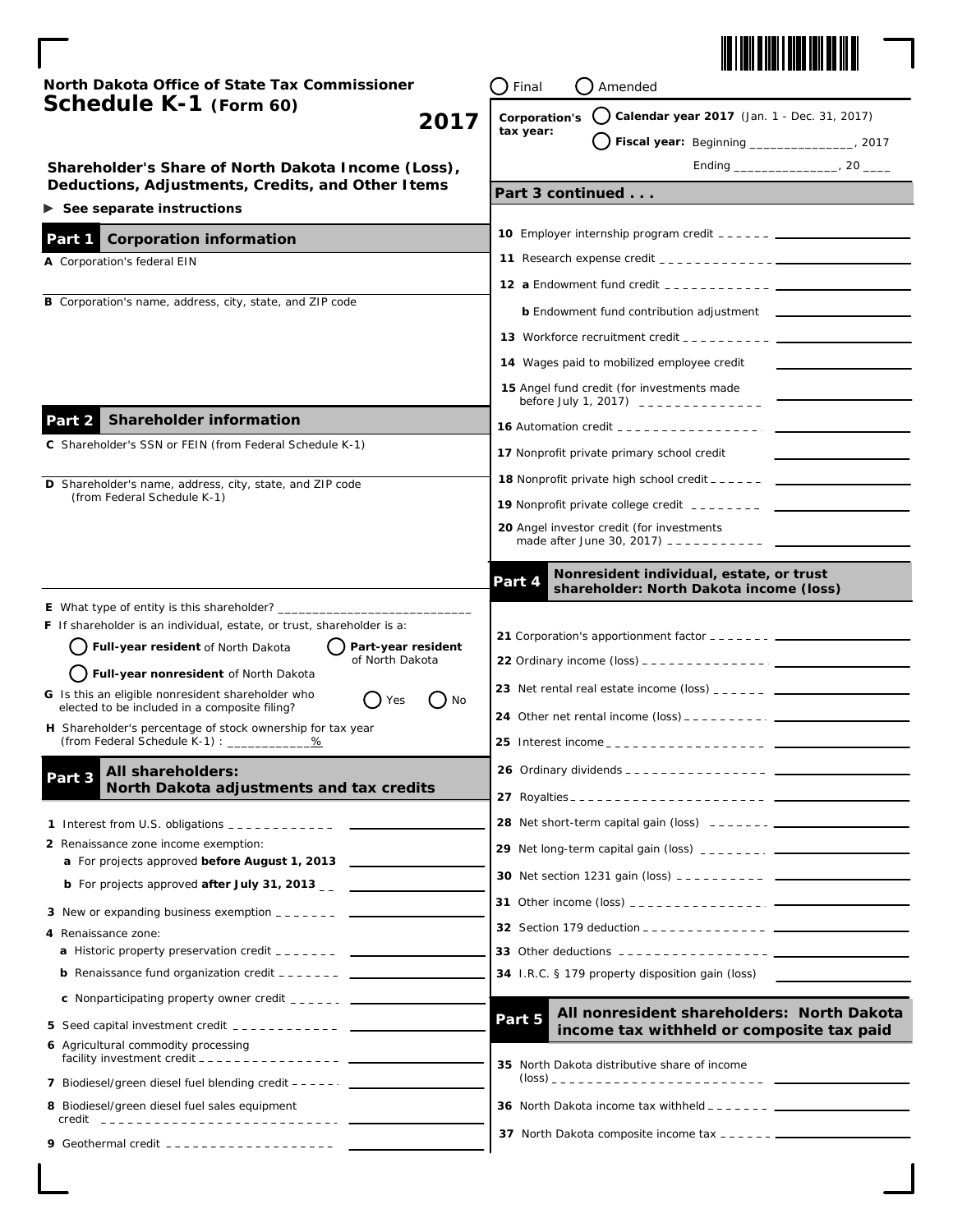North Dakota Office of State Tax Commissioner

# Schedule K-1 (Form 60)

**2017**

○ Final ○ Amended

Corporation's tax year: ○ Calendar year 2017 (Jan. 1 - Dec. 31, 2017)
○ Fiscal year: Beginning _______________, 2017 Ending _______________, 20 ____

## Shareholder's Share of North Dakota Income (Loss), Deductions, Adjustments, Credits, and Other Items

▶ See separate instructions

## Part 1 Corporation information

**A** Corporation's federal EIN

**B** Corporation's name, address, city, state, and ZIP code

## Part 2 Shareholder information

**C** Shareholder's SSN or FEIN (from Federal Schedule K-1)

**D** Shareholder's name, address, city, state, and ZIP code (from Federal Schedule K-1)

**E** What type of entity is this shareholder? ____________________________

**F** If shareholder is an individual, estate, or trust, shareholder is a:
○ **Full-year resident** of North Dakota ○ **Part-year resident** of North Dakota ○ **Full-year nonresident** of North Dakota

**G** Is this an eligible nonresident shareholder who elected to be included in a composite filing? ○ Yes ○ No

**H** Shareholder's percentage of stock ownership for tax year (from Federal Schedule K-1) : ____________%

## Part 3 All shareholders: North Dakota adjustments and tax credits

1 Interest from U.S. obligations
2 Renaissance zone income exemption:
 a For projects approved **before August 1, 2013**
 b For projects approved **after July 31, 2013**
3 New or expanding business exemption
4 Renaissance zone:
 a Historic property preservation credit
 b Renaissance fund organization credit
 c Nonparticipating property owner credit
5 Seed capital investment credit
6 Agricultural commodity processing facility investment credit
7 Biodiesel/green diesel fuel blending credit
8 Biodiesel/green diesel fuel sales equipment credit
9 Geothermal credit

## Part 3 continued . . .

10 Employer internship program credit
11 Research expense credit
12 a Endowment fund credit
 b Endowment fund contribution adjustment
13 Workforce recruitment credit
14 Wages paid to mobilized employee credit
15 Angel fund credit (for investments made before July 1, 2017)
16 Automation credit
17 Nonprofit private primary school credit
18 Nonprofit private high school credit
19 Nonprofit private college credit
20 Angel investor credit (for investments made after June 30, 2017)

## Part 4 Nonresident individual, estate, or trust shareholder: North Dakota income (loss)

21 Corporation's apportionment factor
22 Ordinary income (loss)
23 Net rental real estate income (loss)
24 Other net rental income (loss)
25 Interest income
26 Ordinary dividends
27 Royalties
28 Net short-term capital gain (loss)
29 Net long-term capital gain (loss)
30 Net section 1231 gain (loss)
31 Other income (loss)
32 Section 179 deduction
33 Other deductions
34 I.R.C. § 179 property disposition gain (loss)

## Part 5 All nonresident shareholders: North Dakota income tax withheld or composite tax paid

35 North Dakota distributive share of income (loss)
36 North Dakota income tax withheld
37 North Dakota composite income tax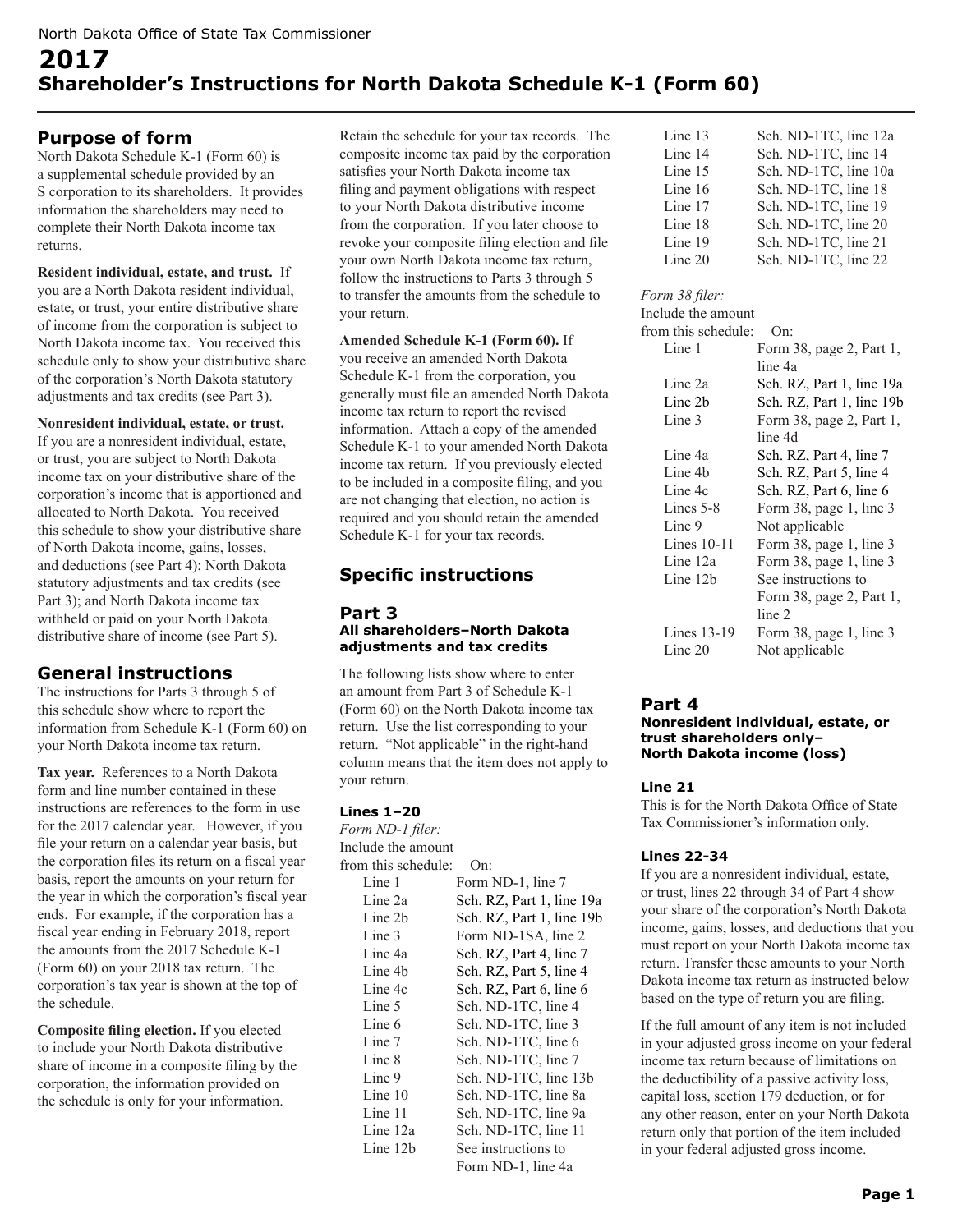North Dakota Office of State Tax Commissioner

# 2017
# Shareholder's Instructions for North Dakota Schedule K-1 (Form 60)

## Purpose of form

North Dakota Schedule K-1 (Form 60) is a supplemental schedule provided by an S corporation to its shareholders. It provides information the shareholders may need to complete their North Dakota income tax returns.

**Resident individual, estate, and trust.** If you are a North Dakota resident individual, estate, or trust, your entire distributive share of income from the corporation is subject to North Dakota income tax. You received this schedule only to show your distributive share of the corporation's North Dakota statutory adjustments and tax credits (see Part 3).

**Nonresident individual, estate, or trust.** If you are a nonresident individual, estate, or trust, you are subject to North Dakota income tax on your distributive share of the corporation's income that is apportioned and allocated to North Dakota. You received this schedule to show your distributive share of North Dakota income, gains, losses, and deductions (see Part 4); North Dakota statutory adjustments and tax credits (see Part 3); and North Dakota income tax withheld or paid on your North Dakota distributive share of income (see Part 5).

## General instructions

The instructions for Parts 3 through 5 of this schedule show where to report the information from Schedule K-1 (Form 60) on your North Dakota income tax return.

**Tax year.** References to a North Dakota form and line number contained in these instructions are references to the form in use for the 2017 calendar year. However, if you file your return on a calendar year basis, but the corporation files its return on a fiscal year basis, report the amounts on your return for the year in which the corporation's fiscal year ends. For example, if the corporation has a fiscal year ending in February 2018, report the amounts from the 2017 Schedule K-1 (Form 60) on your 2018 tax return. The corporation's tax year is shown at the top of the schedule.

**Composite filing election.** If you elected to include your North Dakota distributive share of income in a composite filing by the corporation, the information provided on the schedule is only for your information. Retain the schedule for your tax records. The composite income tax paid by the corporation satisfies your North Dakota income tax filing and payment obligations with respect to your North Dakota distributive income from the corporation. If you later choose to revoke your composite filing election and file your own North Dakota income tax return, follow the instructions to Parts 3 through 5 to transfer the amounts from the schedule to your return.

**Amended Schedule K-1 (Form 60).** If you receive an amended North Dakota Schedule K-1 from the corporation, you generally must file an amended North Dakota income tax return to report the revised information. Attach a copy of the amended Schedule K-1 to your amended North Dakota income tax return. If you previously elected to be included in a composite filing, and you are not changing that election, no action is required and you should retain the amended Schedule K-1 for your tax records.

## Specific instructions

### Part 3
#### All shareholders–North Dakota adjustments and tax credits

The following lists show where to enter an amount from Part 3 of Schedule K-1 (Form 60) on the North Dakota income tax return. Use the list corresponding to your return. "Not applicable" in the right-hand column means that the item does not apply to your return.

#### Lines 1–20

*Form ND-1 filer:*

| Include the amount from this schedule: | On: |
|---|---|
| Line 1 | Form ND-1, line 7 |
| Line 2a | Sch. RZ, Part 1, line 19a |
| Line 2b | Sch. RZ, Part 1, line 19b |
| Line 3 | Form ND-1SA, line 2 |
| Line 4a | Sch. RZ, Part 4, line 7 |
| Line 4b | Sch. RZ, Part 5, line 4 |
| Line 4c | Sch. RZ, Part 6, line 6 |
| Line 5 | Sch. ND-1TC, line 4 |
| Line 6 | Sch. ND-1TC, line 3 |
| Line 7 | Sch. ND-1TC, line 6 |
| Line 8 | Sch. ND-1TC, line 7 |
| Line 9 | Sch. ND-1TC, line 13b |
| Line 10 | Sch. ND-1TC, line 8a |
| Line 11 | Sch. ND-1TC, line 9a |
| Line 12a | Sch. ND-1TC, line 11 |
| Line 12b | See instructions to Form ND-1, line 4a |
| Line 13 | Sch. ND-1TC, line 12a |
| Line 14 | Sch. ND-1TC, line 14 |
| Line 15 | Sch. ND-1TC, line 10a |
| Line 16 | Sch. ND-1TC, line 18 |
| Line 17 | Sch. ND-1TC, line 19 |
| Line 18 | Sch. ND-1TC, line 20 |
| Line 19 | Sch. ND-1TC, line 21 |
| Line 20 | Sch. ND-1TC, line 22 |

*Form 38 filer:*

| Include the amount from this schedule: | On: |
|---|---|
| Line 1 | Form 38, page 2, Part 1, line 4a |
| Line 2a | Sch. RZ, Part 1, line 19a |
| Line 2b | Sch. RZ, Part 1, line 19b |
| Line 3 | Form 38, page 2, Part 1, line 4d |
| Line 4a | Sch. RZ, Part 4, line 7 |
| Line 4b | Sch. RZ, Part 5, line 4 |
| Line 4c | Sch. RZ, Part 6, line 6 |
| Lines 5-8 | Form 38, page 1, line 3 |
| Line 9 | Not applicable |
| Lines 10-11 | Form 38, page 1, line 3 |
| Line 12a | Form 38, page 1, line 3 |
| Line 12b | See instructions to Form 38, page 2, Part 1, line 2 |
| Lines 13-19 | Form 38, page 1, line 3 |
| Line 20 | Not applicable |

### Part 4
#### Nonresident individual, estate, or trust shareholders only–North Dakota income (loss)

#### Line 21

This is for the North Dakota Office of State Tax Commissioner's information only.

#### Lines 22-34

If you are a nonresident individual, estate, or trust, lines 22 through 34 of Part 4 show your share of the corporation's North Dakota income, gains, losses, and deductions that you must report on your North Dakota income tax return. Transfer these amounts to your North Dakota income tax return as instructed below based on the type of return you are filing.

If the full amount of any item is not included in your adjusted gross income on your federal income tax return because of limitations on the deductibility of a passive activity loss, capital loss, section 179 deduction, or for any other reason, enter on your North Dakota return only that portion of the item included in your federal adjusted gross income.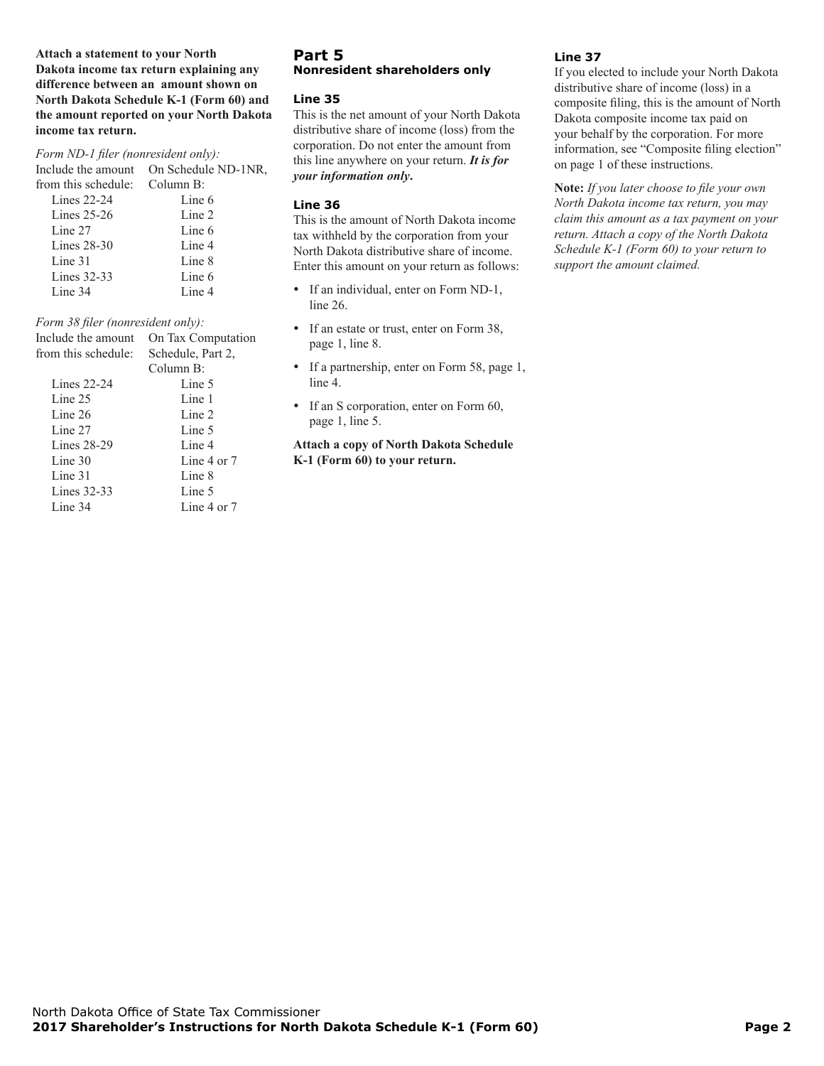**Attach a statement to your North Dakota income tax return explaining any difference between an amount shown on North Dakota Schedule K-1 (Form 60) and the amount reported on your North Dakota income tax return.**

*Form ND-1 filer (nonresident only):*

| Include the amount from this schedule: | On Schedule ND-1NR, Column B: |
|---|---|
| Lines 22-24 | Line 6 |
| Lines 25-26 | Line 2 |
| Line 27 | Line 6 |
| Lines 28-30 | Line 4 |
| Line 31 | Line 8 |
| Lines 32-33 | Line 6 |
| Line 34 | Line 4 |

*Form 38 filer (nonresident only):*

| Include the amount from this schedule: | On Tax Computation Schedule, Part 2, Column B: |
|---|---|
| Lines 22-24 | Line 5 |
| Line 25 | Line 1 |
| Line 26 | Line 2 |
| Line 27 | Line 5 |
| Lines 28-29 | Line 4 |
| Line 30 | Line 4 or 7 |
| Line 31 | Line 8 |
| Lines 32-33 | Line 5 |
| Line 34 | Line 4 or 7 |

## Part 5
**Nonresident shareholders only**

### Line 35

This is the net amount of your North Dakota distributive share of income (loss) from the corporation. Do not enter the amount from this line anywhere on your return. ***It is for your information only.***

### Line 36

This is the amount of North Dakota income tax withheld by the corporation from your North Dakota distributive share of income. Enter this amount on your return as follows:

- If an individual, enter on Form ND-1, line 26.
- If an estate or trust, enter on Form 38, page 1, line 8.
- If a partnership, enter on Form 58, page 1, line 4.
- If an S corporation, enter on Form 60, page 1, line 5.

**Attach a copy of North Dakota Schedule K-1 (Form 60) to your return.**

### Line 37

If you elected to include your North Dakota distributive share of income (loss) in a composite filing, this is the amount of North Dakota composite income tax paid on your behalf by the corporation. For more information, see "Composite filing election" on page 1 of these instructions.

**Note:** *If you later choose to file your own North Dakota income tax return, you may claim this amount as a tax payment on your return. Attach a copy of the North Dakota Schedule K-1 (Form 60) to your return to support the amount claimed.*